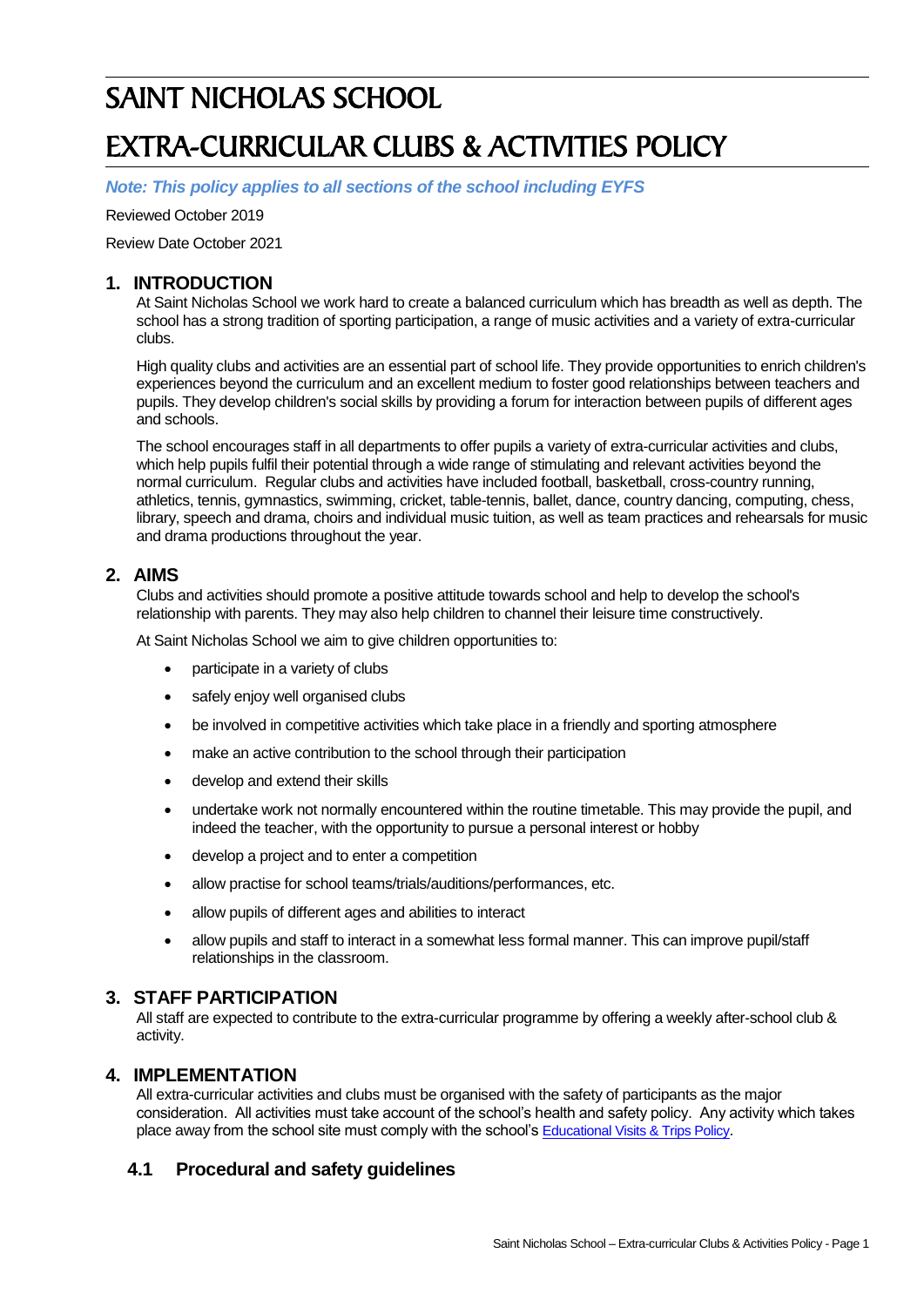# SAINT NICHOLAS SCHOOL

# EXTRA-CURRICULAR CLUBS & ACTIVITIES POLICY

***Note: This policy applies to all sections of the school including EYFS***

Reviewed October 2019

Review Date October 2021

## 1. INTRODUCTION

At Saint Nicholas School we work hard to create a balanced curriculum which has breadth as well as depth. The school has a strong tradition of sporting participation, a range of music activities and a variety of extra-curricular clubs.

High quality clubs and activities are an essential part of school life. They provide opportunities to enrich children's experiences beyond the curriculum and an excellent medium to foster good relationships between teachers and pupils. They develop children's social skills by providing a forum for interaction between pupils of different ages and schools.

The school encourages staff in all departments to offer pupils a variety of extra-curricular activities and clubs, which help pupils fulfil their potential through a wide range of stimulating and relevant activities beyond the normal curriculum. Regular clubs and activities have included football, basketball, cross-country running, athletics, tennis, gymnastics, swimming, cricket, table-tennis, ballet, dance, country dancing, computing, chess, library, speech and drama, choirs and individual music tuition, as well as team practices and rehearsals for music and drama productions throughout the year.

## 2. AIMS

Clubs and activities should promote a positive attitude towards school and help to develop the school's relationship with parents. They may also help children to channel their leisure time constructively.

At Saint Nicholas School we aim to give children opportunities to:

- participate in a variety of clubs
- safely enjoy well organised clubs
- be involved in competitive activities which take place in a friendly and sporting atmosphere
- make an active contribution to the school through their participation
- develop and extend their skills
- undertake work not normally encountered within the routine timetable. This may provide the pupil, and indeed the teacher, with the opportunity to pursue a personal interest or hobby
- develop a project and to enter a competition
- allow practise for school teams/trials/auditions/performances, etc.
- allow pupils of different ages and abilities to interact
- allow pupils and staff to interact in a somewhat less formal manner. This can improve pupil/staff relationships in the classroom.

## 3. STAFF PARTICIPATION

All staff are expected to contribute to the extra-curricular programme by offering a weekly after-school club & activity.

## 4. IMPLEMENTATION

All extra-curricular activities and clubs must be organised with the safety of participants as the major consideration. All activities must take account of the school's health and safety policy. Any activity which takes place away from the school site must comply with the school's Educational Visits & Trips Policy.

### 4.1 Procedural and safety guidelines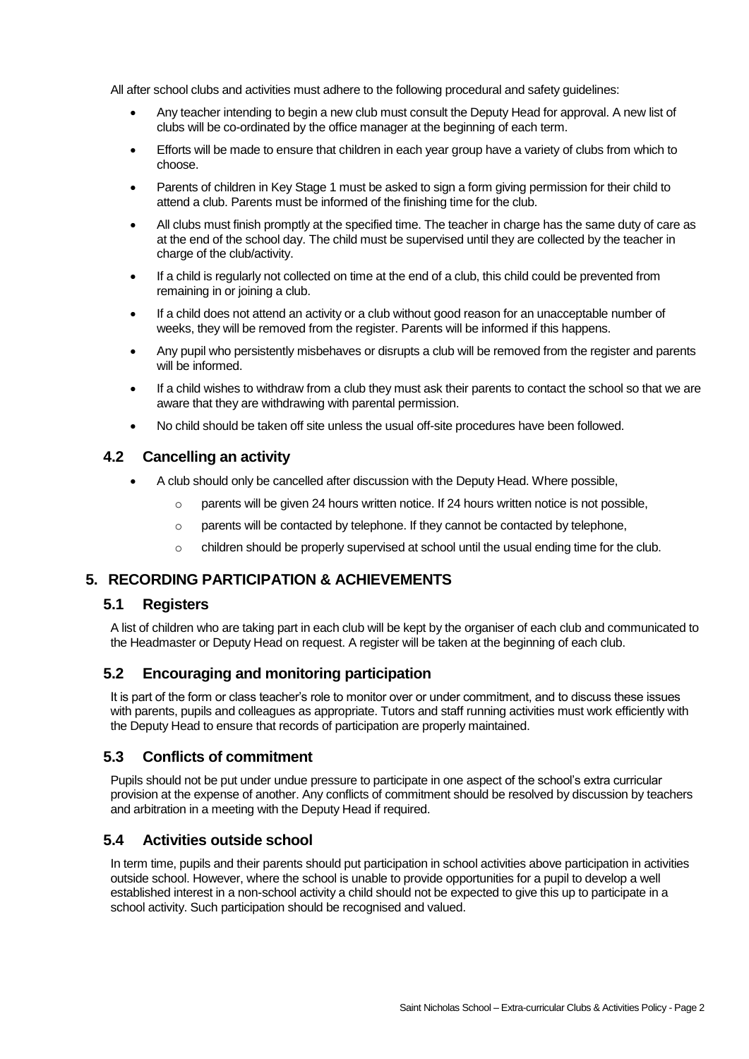All after school clubs and activities must adhere to the following procedural and safety guidelines:

- Any teacher intending to begin a new club must consult the Deputy Head for approval. A new list of clubs will be co-ordinated by the office manager at the beginning of each term.
- Efforts will be made to ensure that children in each year group have a variety of clubs from which to choose.
- Parents of children in Key Stage 1 must be asked to sign a form giving permission for their child to attend a club. Parents must be informed of the finishing time for the club.
- All clubs must finish promptly at the specified time. The teacher in charge has the same duty of care as at the end of the school day. The child must be supervised until they are collected by the teacher in charge of the club/activity.
- If a child is regularly not collected on time at the end of a club, this child could be prevented from remaining in or joining a club.
- If a child does not attend an activity or a club without good reason for an unacceptable number of weeks, they will be removed from the register. Parents will be informed if this happens.
- Any pupil who persistently misbehaves or disrupts a club will be removed from the register and parents will be informed.
- If a child wishes to withdraw from a club they must ask their parents to contact the school so that we are aware that they are withdrawing with parental permission.
- No child should be taken off site unless the usual off-site procedures have been followed.

### 4.2 Cancelling an activity

- A club should only be cancelled after discussion with the Deputy Head. Where possible,
    - parents will be given 24 hours written notice. If 24 hours written notice is not possible,
    - parents will be contacted by telephone. If they cannot be contacted by telephone,
    - children should be properly supervised at school until the usual ending time for the club.

## 5. RECORDING PARTICIPATION & ACHIEVEMENTS

### 5.1 Registers

A list of children who are taking part in each club will be kept by the organiser of each club and communicated to the Headmaster or Deputy Head on request. A register will be taken at the beginning of each club.

### 5.2 Encouraging and monitoring participation

It is part of the form or class teacher's role to monitor over or under commitment, and to discuss these issues with parents, pupils and colleagues as appropriate. Tutors and staff running activities must work efficiently with the Deputy Head to ensure that records of participation are properly maintained.

### 5.3 Conflicts of commitment

Pupils should not be put under undue pressure to participate in one aspect of the school's extra curricular provision at the expense of another. Any conflicts of commitment should be resolved by discussion by teachers and arbitration in a meeting with the Deputy Head if required.

### 5.4 Activities outside school

In term time, pupils and their parents should put participation in school activities above participation in activities outside school. However, where the school is unable to provide opportunities for a pupil to develop a well established interest in a non-school activity a child should not be expected to give this up to participate in a school activity. Such participation should be recognised and valued.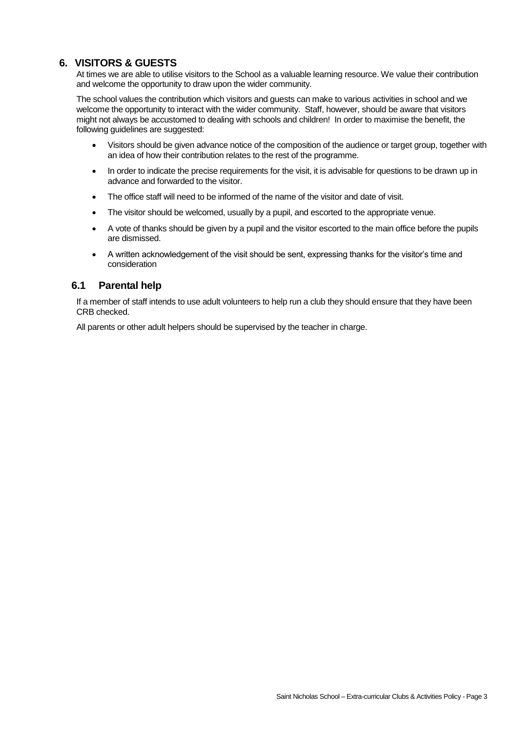## 6. VISITORS & GUESTS

At times we are able to utilise visitors to the School as a valuable learning resource. We value their contribution and welcome the opportunity to draw upon the wider community.

The school values the contribution which visitors and guests can make to various activities in school and we welcome the opportunity to interact with the wider community. Staff, however, should be aware that visitors might not always be accustomed to dealing with schools and children! In order to maximise the benefit, the following guidelines are suggested:

- Visitors should be given advance notice of the composition of the audience or target group, together with an idea of how their contribution relates to the rest of the programme.
- In order to indicate the precise requirements for the visit, it is advisable for questions to be drawn up in advance and forwarded to the visitor.
- The office staff will need to be informed of the name of the visitor and date of visit.
- The visitor should be welcomed, usually by a pupil, and escorted to the appropriate venue.
- A vote of thanks should be given by a pupil and the visitor escorted to the main office before the pupils are dismissed.
- A written acknowledgement of the visit should be sent, expressing thanks for the visitor's time and consideration

### 6.1 Parental help

If a member of staff intends to use adult volunteers to help run a club they should ensure that they have been CRB checked.

All parents or other adult helpers should be supervised by the teacher in charge.